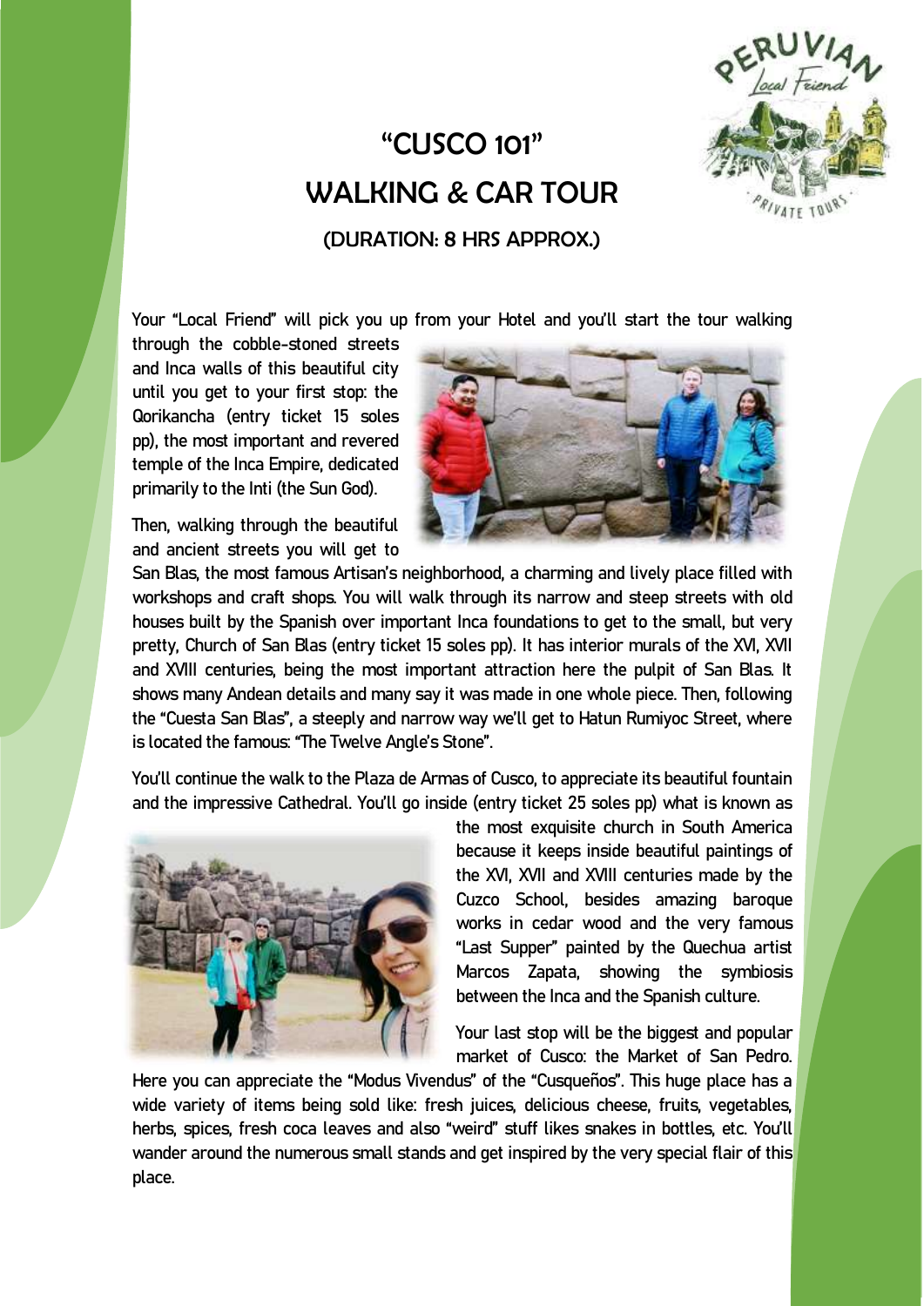# "CUSCO 101"

# WALKING & CAR TOUR

### (DURATION: 8 HRS APPROX.)

Your "Local Friend" will pick you up from your Hotel and you'll start the tour walking through the cobble-stoned streets and Inca walls of this beautiful city until you get to your first stop: the Qorikancha (entry ticket 15 soles pp), the most important and revered temple of the Inca Empire, dedicated primarily to the Inti (the Sun God).

Then, walking through the beautiful and ancient streets you will get to San Blas, the most famous Artisan's neighborhood, a charming and lively place filled with workshops and craft shops. You will walk through its narrow and steep streets with old houses built by the Spanish over important Inca foundations to get to the small, but very pretty, Church of San Blas (entry ticket 15 soles pp). It has interior murals of the XVI, XVII and XVIII centuries, being the most important attraction here the pulpit of San Blas. It shows many Andean details and many say it was made in one whole piece. Then, following the "Cuesta San Blas", a steeply and narrow way we'll get to Hatun Rumiyoc Street, where is located the famous: "The Twelve Angle's Stone".

You'll continue the walk to the Plaza de Armas of Cusco, to appreciate its beautiful fountain and the impressive Cathedral. You'll go inside (entry ticket 25 soles pp) what is known as the most exquisite church in South America because it keeps inside beautiful paintings of the XVI, XVII and XVIII centuries made by the Cuzco School, besides amazing baroque works in cedar wood and the very famous "Last Supper" painted by the Quechua artist Marcos Zapata, showing the symbiosis between the Inca and the Spanish culture.

Your last stop will be the biggest and popular market of Cusco: the Market of San Pedro. Here you can appreciate the "Modus Vivendus" of the "Cusqueños". This huge place has a wide variety of items being sold like: fresh juices, delicious cheese, fruits, vegetables, herbs, spices, fresh coca leaves and also "weird" stuff likes snakes in bottles, etc. You'll wander around the numerous small stands and get inspired by the very special flair of this place.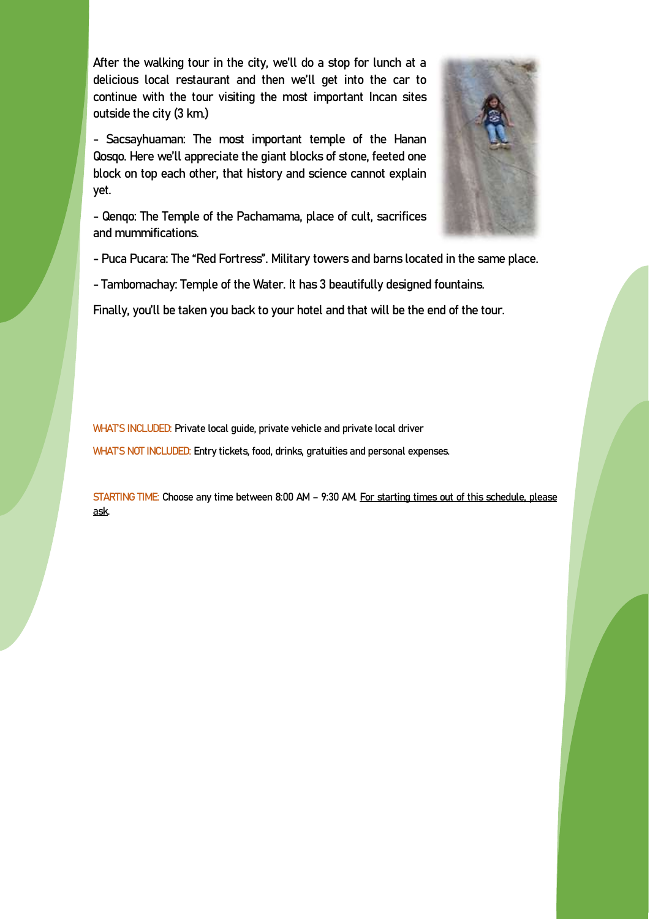After the walking tour in the city, we'll do a stop for lunch at a delicious local restaurant and then we'll get into the car to continue with the tour visiting the most important Incan sites outside the city (3 km.)

- Sacsayhuaman: The most important temple of the Hanan Qosqo. Here we'll appreciate the giant blocks of stone, feeted one block on top each other, that history and science cannot explain yet.

- Qenqo: The Temple of the Pachamama, place of cult, sacrifices and mummifications.

- Puca Pucara: The "Red Fortress". Military towers and barns located in the same place.

- Tambomachay: Temple of the Water. It has 3 beautifully designed fountains.

Finally, you'll be taken you back to your hotel and that will be the end of the tour.

WHAT'S INCLUDED: Private local guide, private vehicle and private local driver

WHAT'S NOT INCLUDED: Entry tickets, food, drinks, gratuities and personal expenses.

STARTING TIME: Choose any time between 8:00 AM – 9:30 AM. For starting times out of this schedule, please ask.